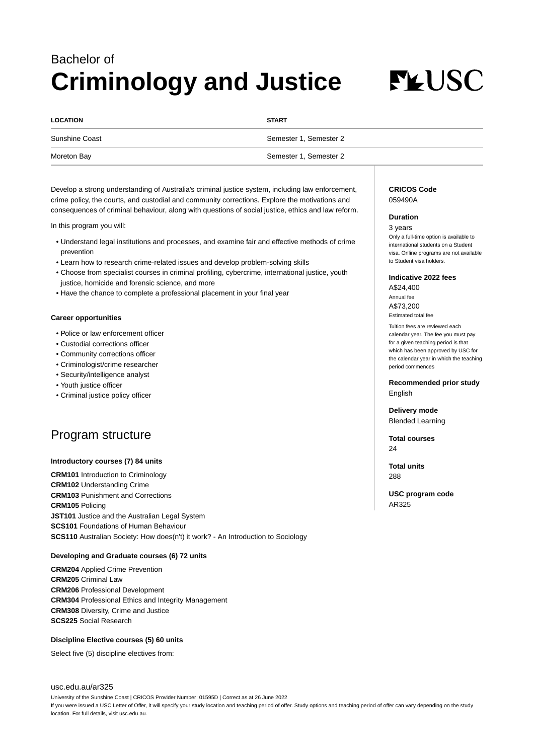Bachelor of

# Criminology and Justice

| LOCATION | START |
| --- | --- |
| Sunshine Coast | Semester 1, Semester 2 |
| Moreton Bay | Semester 1, Semester 2 |

Develop a strong understanding of Australia's criminal justice system, including law enforcement, crime policy, the courts, and custodial and community corrections. Explore the motivations and consequences of criminal behaviour, along with questions of social justice, ethics and law reform.

In this program you will:

- Understand legal institutions and processes, and examine fair and effective methods of crime prevention
- Learn how to research crime-related issues and develop problem-solving skills
- Choose from specialist courses in criminal profiling, cybercrime, international justice, youth justice, homicide and forensic science, and more
- Have the chance to complete a professional placement in your final year

**Career opportunities**

- Police or law enforcement officer
- Custodial corrections officer
- Community corrections officer
- Criminologist/crime researcher
- Security/intelligence analyst
- Youth justice officer
- Criminal justice policy officer

**CRICOS Code**
059490A

**Duration**
3 years
Only a full-time option is available to international students on a Student visa. Online programs are not available to Student visa holders.

**Indicative 2022 fees**
A$24,400
Annual fee
A$73,200
Estimated total fee

Tuition fees are reviewed each calendar year. The fee you must pay for a given teaching period is that which has been approved by USC for the calendar year in which the teaching period commences

**Recommended prior study**
English

**Delivery mode**
Blended Learning

**Total courses**
24

**Total units**
288

**USC program code**
AR325

## Program structure

**Introductory courses (7) 84 units**

**CRM101** Introduction to Criminology
**CRM102** Understanding Crime
**CRM103** Punishment and Corrections
**CRM105** Policing
**JST101** Justice and the Australian Legal System
**SCS101** Foundations of Human Behaviour
**SCS110** Australian Society: How does(n't) it work? - An Introduction to Sociology

**Developing and Graduate courses (6) 72 units**

**CRM204** Applied Crime Prevention
**CRM205** Criminal Law
**CRM206** Professional Development
**CRM304** Professional Ethics and Integrity Management
**CRM308** Diversity, Crime and Justice
**SCS225** Social Research

**Discipline Elective courses (5) 60 units**

Select five (5) discipline electives from:

usc.edu.au/ar325

University of the Sunshine Coast | CRICOS Provider Number: 01595D | Correct as at 26 June 2022
If you were issued a USC Letter of Offer, it will specify your study location and teaching period of offer. Study options and teaching period of offer can vary depending on the study location. For full details, visit usc.edu.au.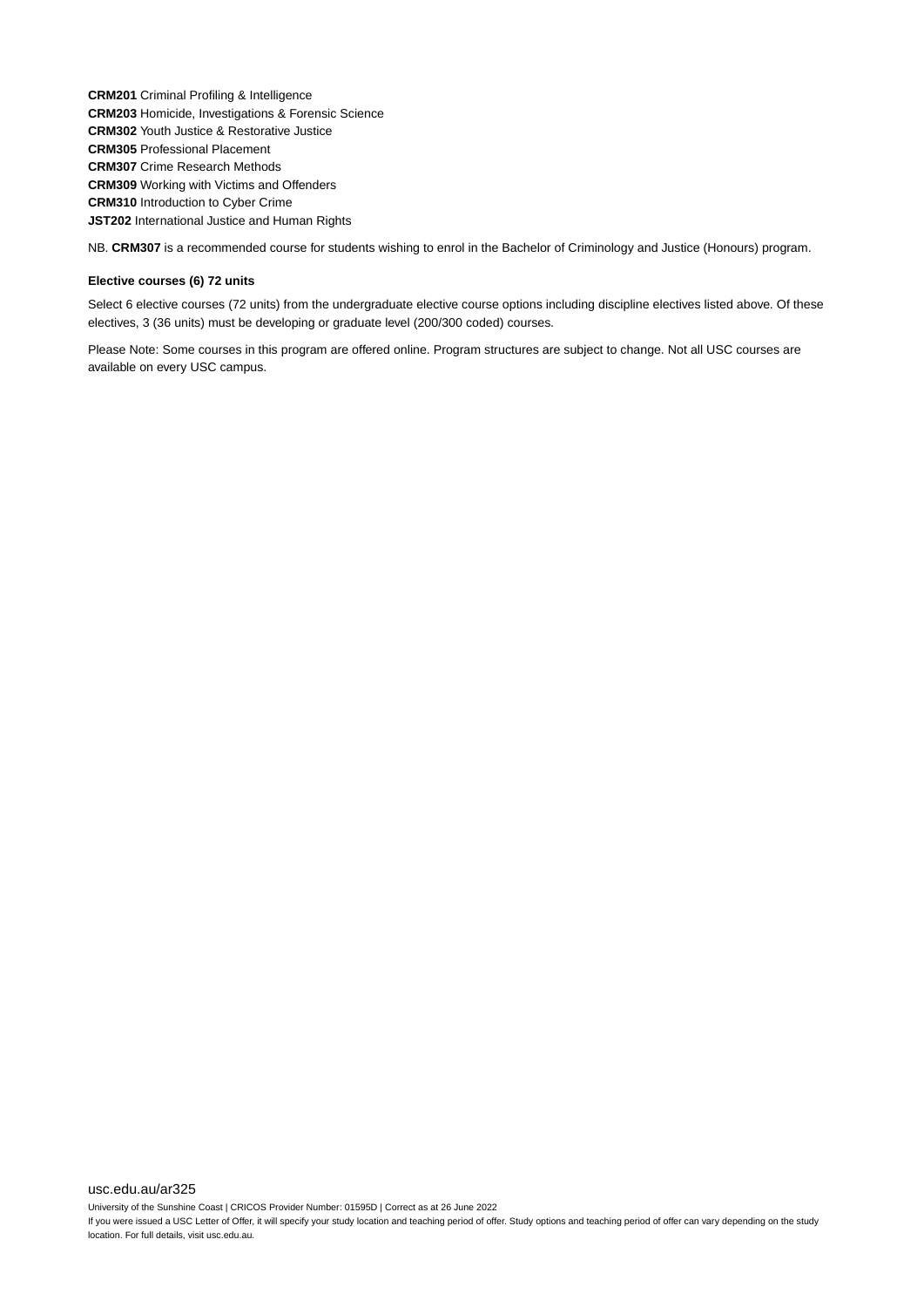**CRM201** Criminal Profiling & Intelligence
**CRM203** Homicide, Investigations & Forensic Science
**CRM302** Youth Justice & Restorative Justice
**CRM305** Professional Placement
**CRM307** Crime Research Methods
**CRM309** Working with Victims and Offenders
**CRM310** Introduction to Cyber Crime
**JST202** International Justice and Human Rights

NB. **CRM307** is a recommended course for students wishing to enrol in the Bachelor of Criminology and Justice (Honours) program.

**Elective courses (6) 72 units**

Select 6 elective courses (72 units) from the undergraduate elective course options including discipline electives listed above. Of these electives, 3 (36 units) must be developing or graduate level (200/300 coded) courses.

Please Note: Some courses in this program are offered online. Program structures are subject to change. Not all USC courses are available on every USC campus.

usc.edu.au/ar325

University of the Sunshine Coast | CRICOS Provider Number: 01595D | Correct as at 26 June 2022

If you were issued a USC Letter of Offer, it will specify your study location and teaching period of offer. Study options and teaching period of offer can vary depending on the study location. For full details, visit usc.edu.au.